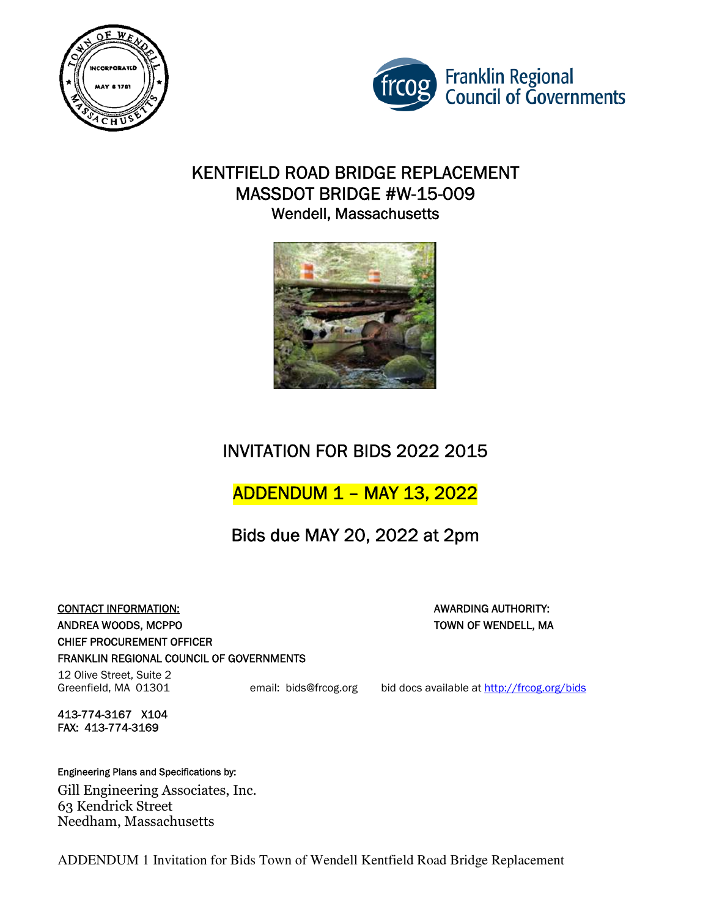# KENTFIELD ROAD BRIDGE REPLACEMENT
# MASSDOT BRIDGE #W-15-009
## Wendell, Massachusetts

## INVITATION FOR BIDS 2022 2015

## ADDENDUM 1 – MAY 13, 2022

## Bids due MAY 20, 2022 at 2pm

CONTACT INFORMATION:
ANDREA WOODS, MCPPO
CHIEF PROCUREMENT OFFICER
FRANKLIN REGIONAL COUNCIL OF GOVERNMENTS
12 Olive Street, Suite 2
Greenfield, MA 01301

413-774-3167 X104
FAX: 413-774-3169

email: bids@frcog.org

bid docs available at http://frcog.org/bids

AWARDING AUTHORITY:
TOWN OF WENDELL, MA

Engineering Plans and Specifications by:
Gill Engineering Associates, Inc.
63 Kendrick Street
Needham, Massachusetts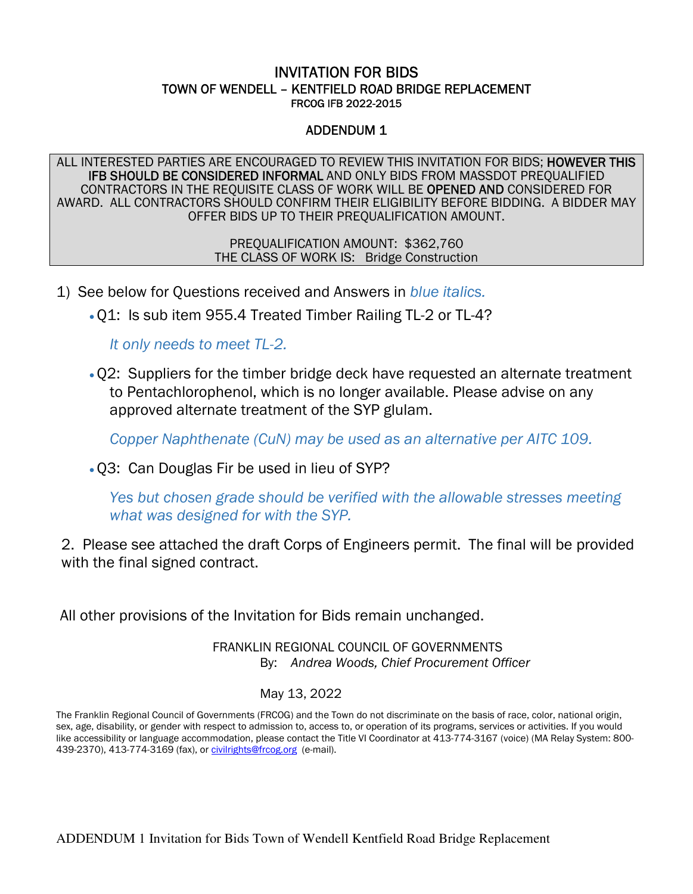# INVITATION FOR BIDS
## TOWN OF WENDELL – KENTFIELD ROAD BRIDGE REPLACEMENT
### FRCOG IFB 2022-2015

### ADDENDUM 1

> ALL INTERESTED PARTIES ARE ENCOURAGED TO REVIEW THIS INVITATION FOR BIDS; HOWEVER THIS IFB SHOULD BE CONSIDERED INFORMAL AND ONLY BIDS FROM MASSDOT PREQUALIFIED CONTRACTORS IN THE REQUISITE CLASS OF WORK WILL BE OPENED AND CONSIDERED FOR AWARD. ALL CONTRACTORS SHOULD CONFIRM THEIR ELIGIBILITY BEFORE BIDDING. A BIDDER MAY OFFER BIDS UP TO THEIR PREQUALIFICATION AMOUNT.
>
> PREQUALIFICATION AMOUNT: $362,760
> THE CLASS OF WORK IS: Bridge Construction

1) See below for Questions received and Answers in *blue italics.*

   - Q1: Is sub item 955.4 Treated Timber Railing TL-2 or TL-4?

     *It only needs to meet TL-2.*

   - Q2: Suppliers for the timber bridge deck have requested an alternate treatment to Pentachlorophenol, which is no longer available. Please advise on any approved alternate treatment of the SYP glulam.

     *Copper Naphthenate (CuN) may be used as an alternative per AITC 109.*

   - Q3: Can Douglas Fir be used in lieu of SYP?

     *Yes but chosen grade should be verified with the allowable stresses meeting what was designed for with the SYP.*

2. Please see attached the draft Corps of Engineers permit. The final will be provided with the final signed contract.

All other provisions of the Invitation for Bids remain unchanged.

FRANKLIN REGIONAL COUNCIL OF GOVERNMENTS
By: *Andrea Woods, Chief Procurement Officer*

May 13, 2022

The Franklin Regional Council of Governments (FRCOG) and the Town do not discriminate on the basis of race, color, national origin, sex, age, disability, or gender with respect to admission to, access to, or operation of its programs, services or activities. If you would like accessibility or language accommodation, please contact the Title VI Coordinator at 413-774-3167 (voice) (MA Relay System: 800-439-2370), 413-774-3169 (fax), or civilrights@frcog.org (e-mail).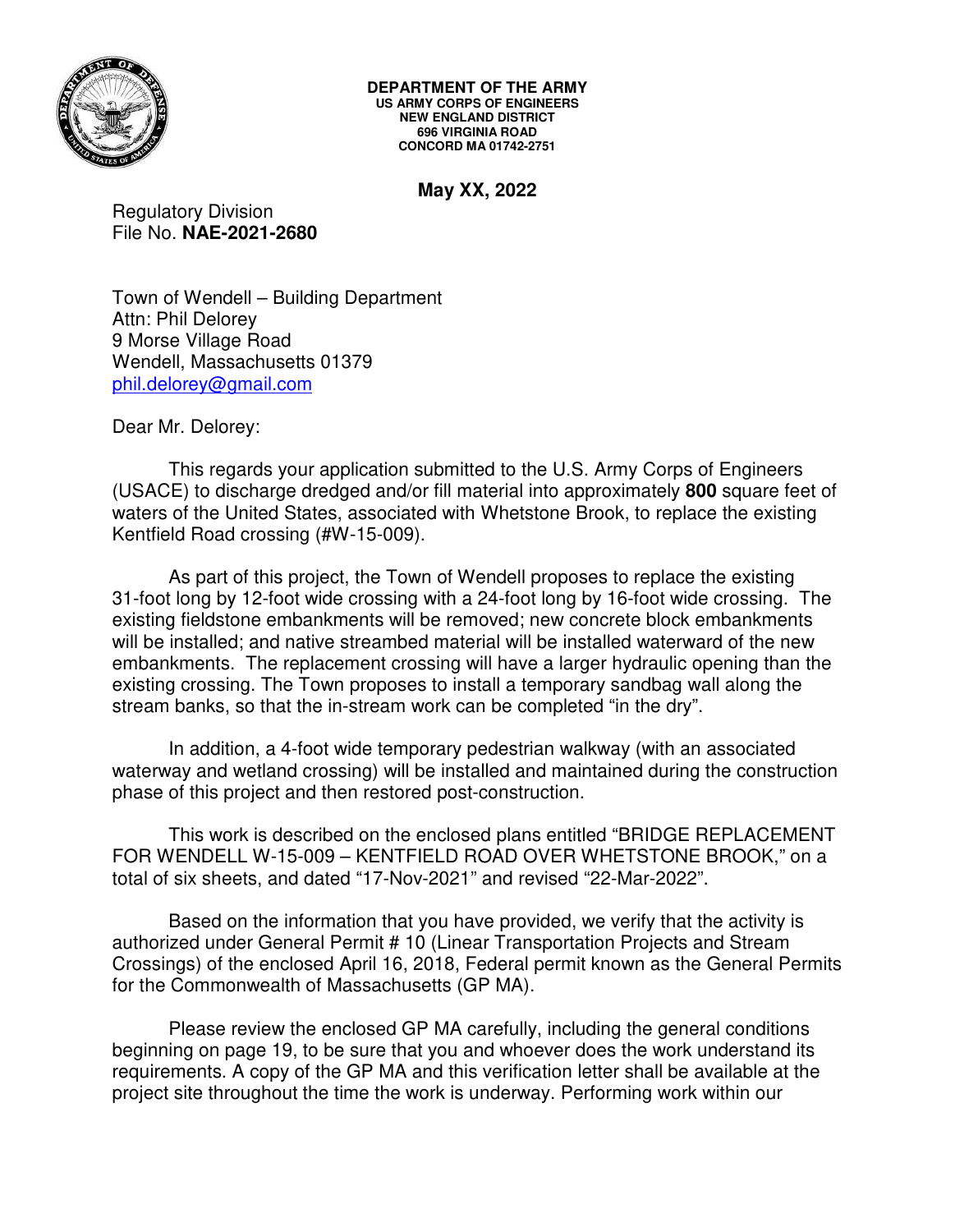**DEPARTMENT OF THE ARMY**
**US ARMY CORPS OF ENGINEERS**
**NEW ENGLAND DISTRICT**
**696 VIRGINIA ROAD**
**CONCORD MA 01742-2751**

**May XX, 2022**

Regulatory Division
File No. **NAE-2021-2680**

Town of Wendell – Building Department
Attn: Phil Delorey
9 Morse Village Road
Wendell, Massachusetts 01379
phil.delorey@gmail.com

Dear Mr. Delorey:

This regards your application submitted to the U.S. Army Corps of Engineers (USACE) to discharge dredged and/or fill material into approximately **800** square feet of waters of the United States, associated with Whetstone Brook, to replace the existing Kentfield Road crossing (#W-15-009).

As part of this project, the Town of Wendell proposes to replace the existing 31-foot long by 12-foot wide crossing with a 24-foot long by 16-foot wide crossing. The existing fieldstone embankments will be removed; new concrete block embankments will be installed; and native streambed material will be installed waterward of the new embankments. The replacement crossing will have a larger hydraulic opening than the existing crossing. The Town proposes to install a temporary sandbag wall along the stream banks, so that the in-stream work can be completed "in the dry".

In addition, a 4-foot wide temporary pedestrian walkway (with an associated waterway and wetland crossing) will be installed and maintained during the construction phase of this project and then restored post-construction.

This work is described on the enclosed plans entitled "BRIDGE REPLACEMENT FOR WENDELL W-15-009 – KENTFIELD ROAD OVER WHETSTONE BROOK," on a total of six sheets, and dated "17-Nov-2021" and revised "22-Mar-2022".

Based on the information that you have provided, we verify that the activity is authorized under General Permit # 10 (Linear Transportation Projects and Stream Crossings) of the enclosed April 16, 2018, Federal permit known as the General Permits for the Commonwealth of Massachusetts (GP MA).

Please review the enclosed GP MA carefully, including the general conditions beginning on page 19, to be sure that you and whoever does the work understand its requirements. A copy of the GP MA and this verification letter shall be available at the project site throughout the time the work is underway. Performing work within our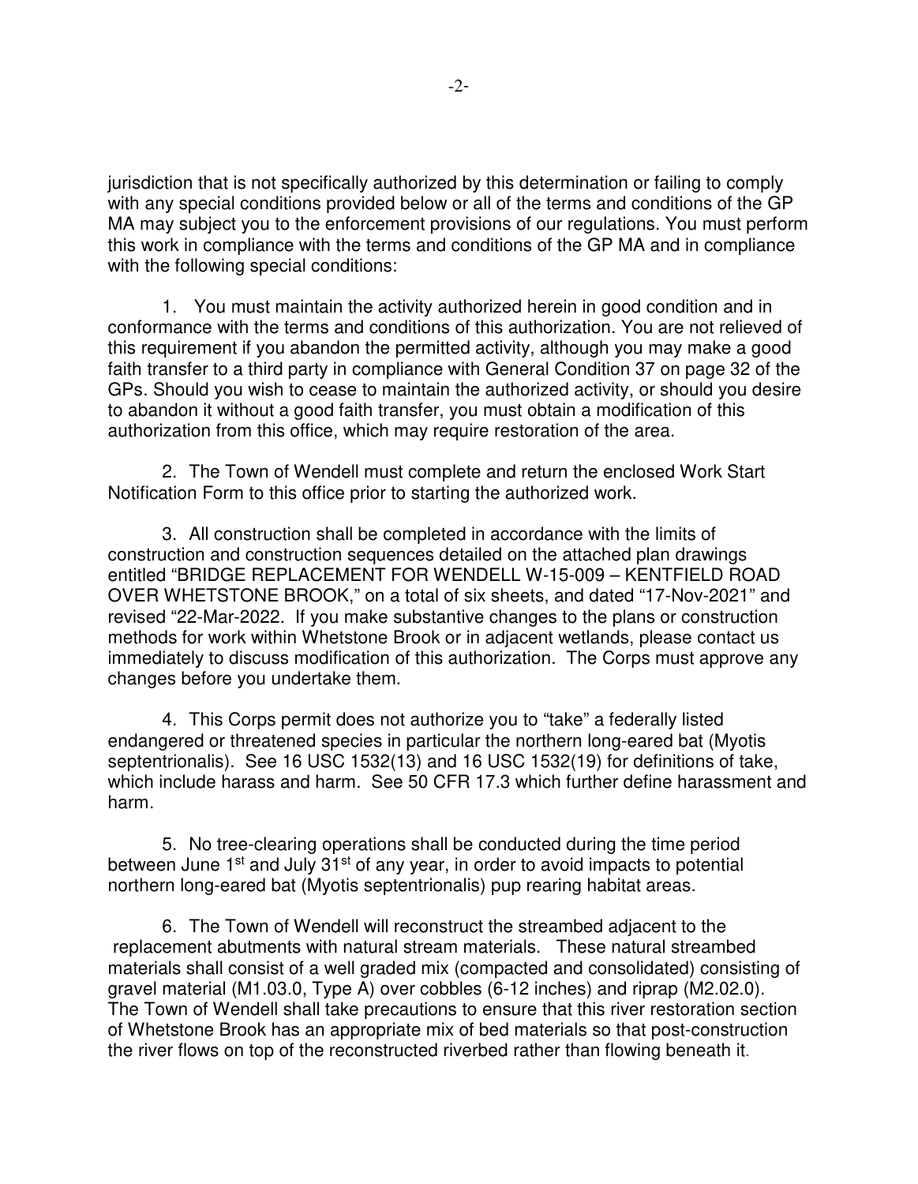jurisdiction that is not specifically authorized by this determination or failing to comply with any special conditions provided below or all of the terms and conditions of the GP MA may subject you to the enforcement provisions of our regulations. You must perform this work in compliance with the terms and conditions of the GP MA and in compliance with the following special conditions:

1. You must maintain the activity authorized herein in good condition and in conformance with the terms and conditions of this authorization. You are not relieved of this requirement if you abandon the permitted activity, although you may make a good faith transfer to a third party in compliance with General Condition 37 on page 32 of the GPs. Should you wish to cease to maintain the authorized activity, or should you desire to abandon it without a good faith transfer, you must obtain a modification of this authorization from this office, which may require restoration of the area.

2. The Town of Wendell must complete and return the enclosed Work Start Notification Form to this office prior to starting the authorized work.

3. All construction shall be completed in accordance with the limits of construction and construction sequences detailed on the attached plan drawings entitled "BRIDGE REPLACEMENT FOR WENDELL W-15-009 – KENTFIELD ROAD OVER WHETSTONE BROOK," on a total of six sheets, and dated "17-Nov-2021" and revised "22-Mar-2022. If you make substantive changes to the plans or construction methods for work within Whetstone Brook or in adjacent wetlands, please contact us immediately to discuss modification of this authorization. The Corps must approve any changes before you undertake them.

4. This Corps permit does not authorize you to "take" a federally listed endangered or threatened species in particular the northern long-eared bat (Myotis septentrionalis). See 16 USC 1532(13) and 16 USC 1532(19) for definitions of take, which include harass and harm. See 50 CFR 17.3 which further define harassment and harm.

5. No tree-clearing operations shall be conducted during the time period between June 1st and July 31st of any year, in order to avoid impacts to potential northern long-eared bat (Myotis septentrionalis) pup rearing habitat areas.

6. The Town of Wendell will reconstruct the streambed adjacent to the replacement abutments with natural stream materials. These natural streambed materials shall consist of a well graded mix (compacted and consolidated) consisting of gravel material (M1.03.0, Type A) over cobbles (6-12 inches) and riprap (M2.02.0). The Town of Wendell shall take precautions to ensure that this river restoration section of Whetstone Brook has an appropriate mix of bed materials so that post-construction the river flows on top of the reconstructed riverbed rather than flowing beneath it.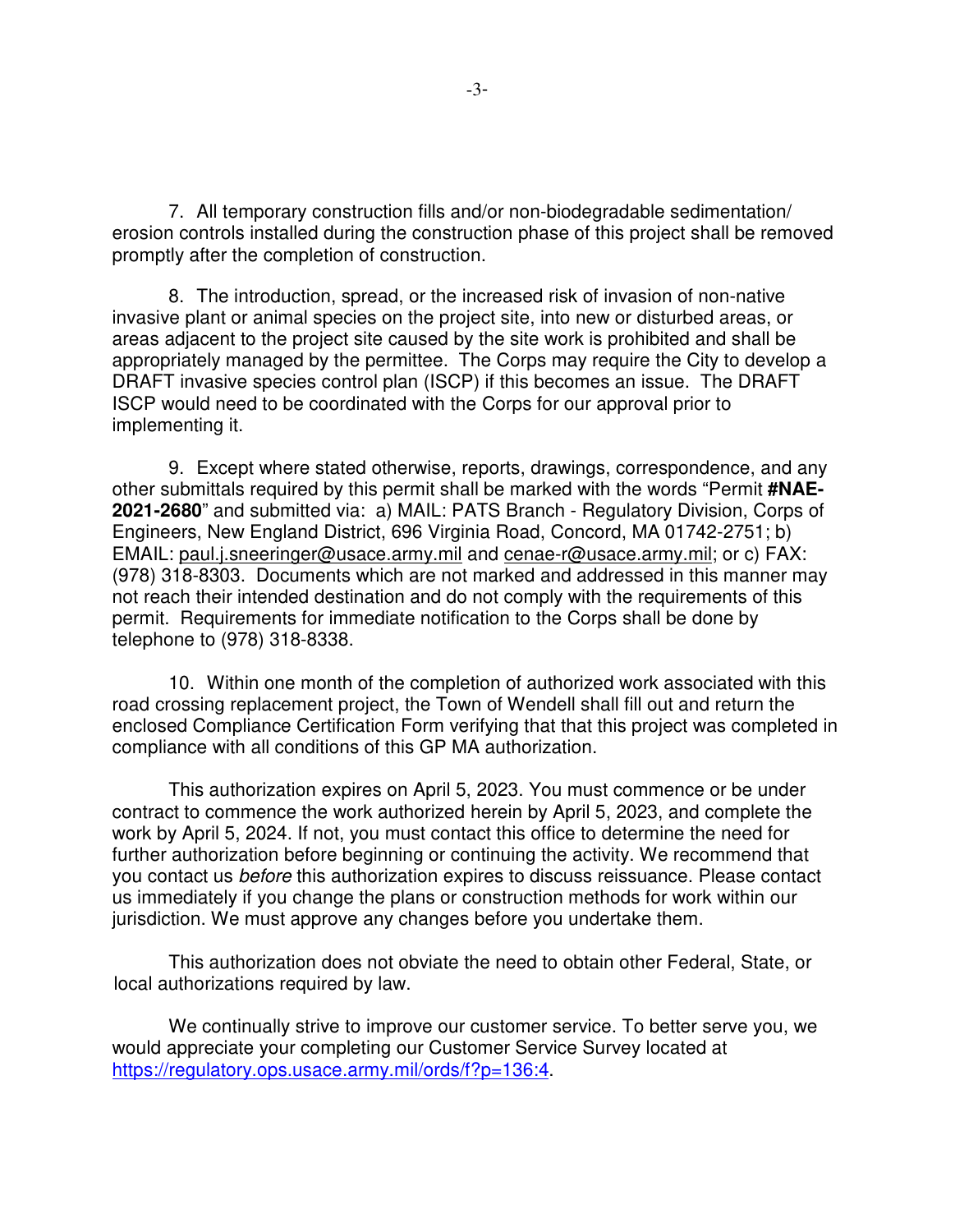7. All temporary construction fills and/or non-biodegradable sedimentation/ erosion controls installed during the construction phase of this project shall be removed promptly after the completion of construction.

8. The introduction, spread, or the increased risk of invasion of non-native invasive plant or animal species on the project site, into new or disturbed areas, or areas adjacent to the project site caused by the site work is prohibited and shall be appropriately managed by the permittee. The Corps may require the City to develop a DRAFT invasive species control plan (ISCP) if this becomes an issue. The DRAFT ISCP would need to be coordinated with the Corps for our approval prior to implementing it.

9. Except where stated otherwise, reports, drawings, correspondence, and any other submittals required by this permit shall be marked with the words "Permit **#NAE-2021-2680**" and submitted via: a) MAIL: PATS Branch - Regulatory Division, Corps of Engineers, New England District, 696 Virginia Road, Concord, MA 01742-2751; b) EMAIL: paul.j.sneeringer@usace.army.mil and cenae-r@usace.army.mil; or c) FAX: (978) 318-8303. Documents which are not marked and addressed in this manner may not reach their intended destination and do not comply with the requirements of this permit. Requirements for immediate notification to the Corps shall be done by telephone to (978) 318-8338.

10. Within one month of the completion of authorized work associated with this road crossing replacement project, the Town of Wendell shall fill out and return the enclosed Compliance Certification Form verifying that that this project was completed in compliance with all conditions of this GP MA authorization.

This authorization expires on April 5, 2023. You must commence or be under contract to commence the work authorized herein by April 5, 2023, and complete the work by April 5, 2024. If not, you must contact this office to determine the need for further authorization before beginning or continuing the activity. We recommend that you contact us *before* this authorization expires to discuss reissuance. Please contact us immediately if you change the plans or construction methods for work within our jurisdiction. We must approve any changes before you undertake them.

This authorization does not obviate the need to obtain other Federal, State, or local authorizations required by law.

We continually strive to improve our customer service. To better serve you, we would appreciate your completing our Customer Service Survey located at https://regulatory.ops.usace.army.mil/ords/f?p=136:4.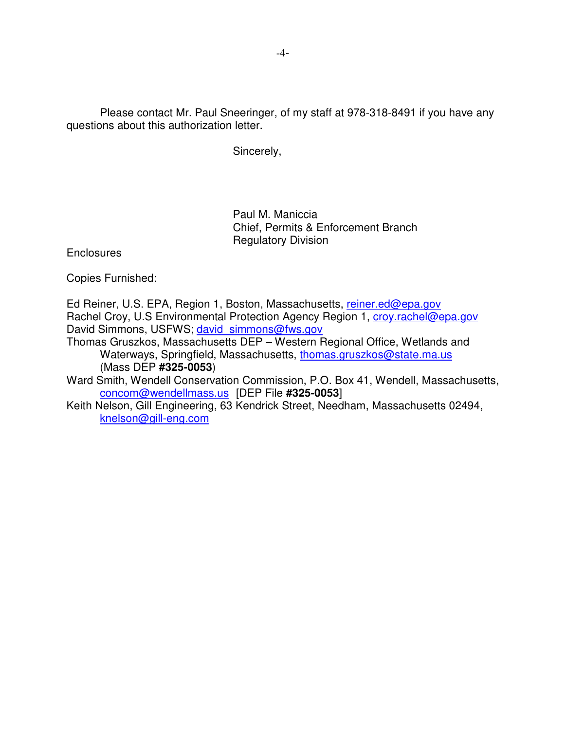Please contact Mr. Paul Sneeringer, of my staff at 978-318-8491 if you have any questions about this authorization letter.

Sincerely,

Paul M. Maniccia
Chief, Permits & Enforcement Branch
Regulatory Division

Enclosures

Copies Furnished:

Ed Reiner, U.S. EPA, Region 1, Boston, Massachusetts, reiner.ed@epa.gov
Rachel Croy, U.S Environmental Protection Agency Region 1, croy.rachel@epa.gov
David Simmons, USFWS; david_simmons@fws.gov
Thomas Gruszkos, Massachusetts DEP – Western Regional Office, Wetlands and Waterways, Springfield, Massachusetts, thomas.gruszkos@state.ma.us (Mass DEP **#325-0053**)
Ward Smith, Wendell Conservation Commission, P.O. Box 41, Wendell, Massachusetts, concom@wendellmass.us [DEP File **#325-0053**]
Keith Nelson, Gill Engineering, 63 Kendrick Street, Needham, Massachusetts 02494, knelson@gill-eng.com